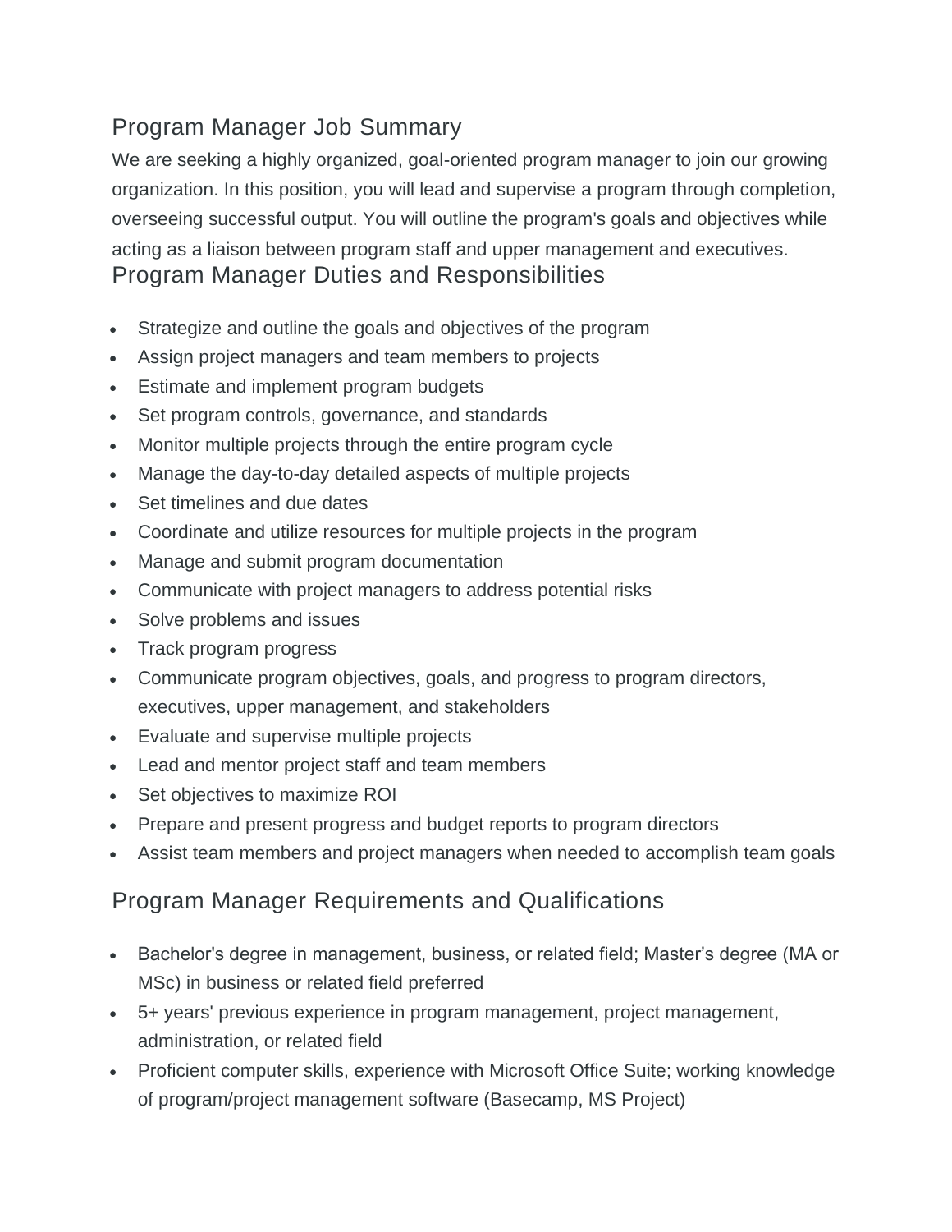## Program Manager Job Summary

We are seeking a highly organized, goal-oriented program manager to join our growing organization. In this position, you will lead and supervise a program through completion, overseeing successful output. You will outline the program's goals and objectives while acting as a liaison between program staff and upper management and executives.

## Program Manager Duties and Responsibilities

- Strategize and outline the goals and objectives of the program
- Assign project managers and team members to projects
- Estimate and implement program budgets
- Set program controls, governance, and standards
- Monitor multiple projects through the entire program cycle
- Manage the day-to-day detailed aspects of multiple projects
- Set timelines and due dates
- Coordinate and utilize resources for multiple projects in the program
- Manage and submit program documentation
- Communicate with project managers to address potential risks
- Solve problems and issues
- Track program progress
- Communicate program objectives, goals, and progress to program directors, executives, upper management, and stakeholders
- Evaluate and supervise multiple projects
- Lead and mentor project staff and team members
- Set objectives to maximize ROI
- Prepare and present progress and budget reports to program directors
- Assist team members and project managers when needed to accomplish team goals

## Program Manager Requirements and Qualifications

- Bachelor's degree in management, business, or related field; Master's degree (MA or MSc) in business or related field preferred
- 5+ years' previous experience in program management, project management, administration, or related field
- Proficient computer skills, experience with Microsoft Office Suite; working knowledge of program/project management software (Basecamp, MS Project)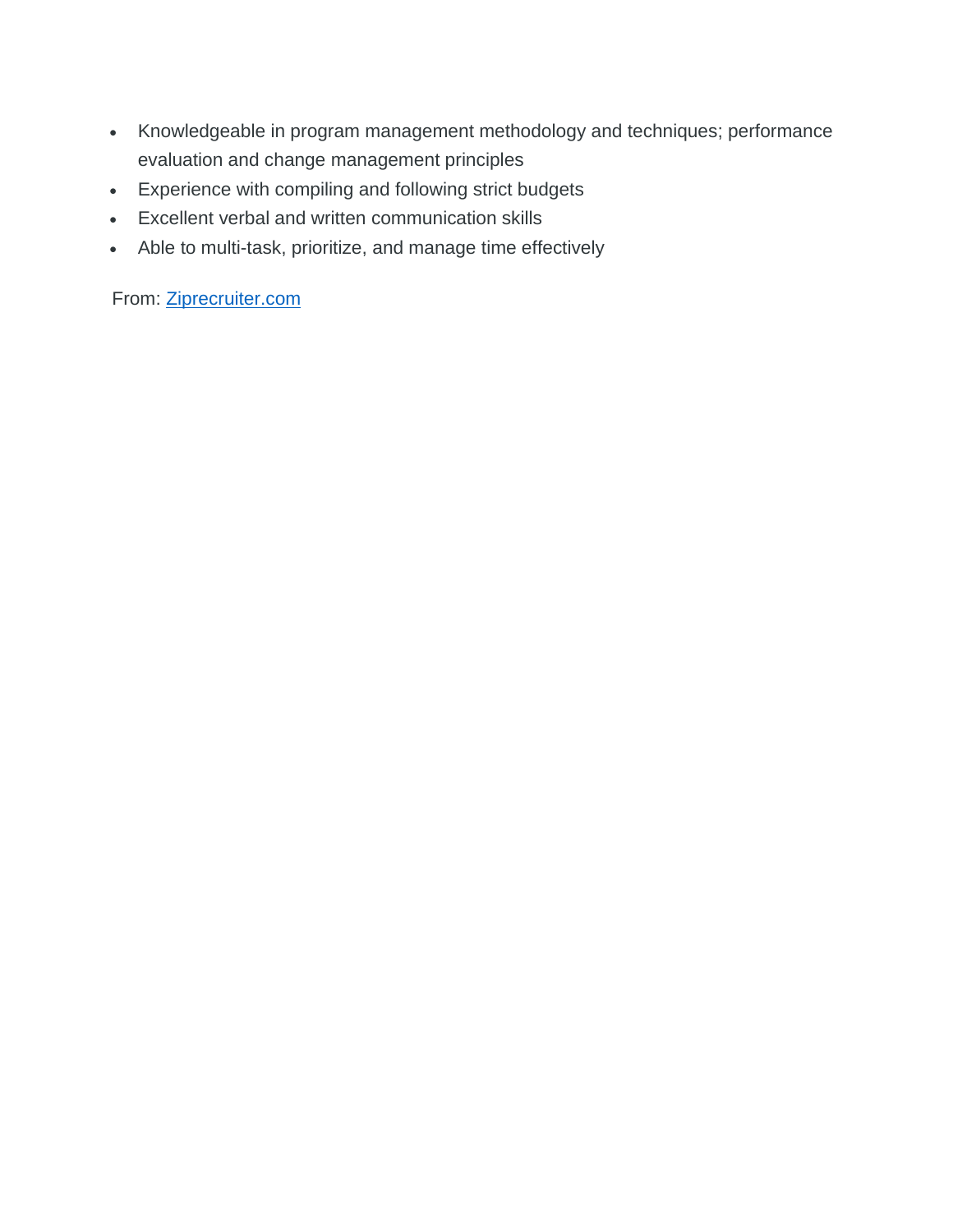- Knowledgeable in program management methodology and techniques; performance evaluation and change management principles
- Experience with compiling and following strict budgets
- Excellent verbal and written communication skills
- Able to multi-task, prioritize, and manage time effectively

From: [Ziprecruiter.com](Ziprecruiter.com)